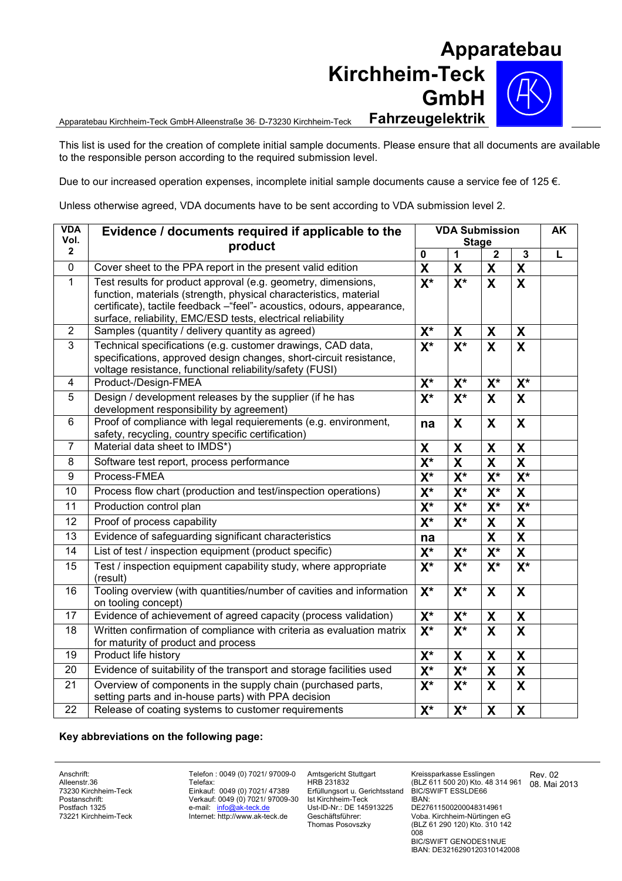# Apparatebau Kirchheim-Teck GmbH

**Fahrzeugelektrik**

Apparatebau Kirchheim-Teck GmbH·Alleenstraße 36· D-73230 Kirchheim-Teck

This list is used for the creation of complete initial sample documents. Please ensure that all documents are available to the responsible person according to the required submission level.

Due to our increased operation expenses, incomplete initial sample documents cause a service fee of 125 €.

Unless otherwise agreed, VDA documents have to be sent according to VDA submission level 2.

| VDA Vol. 2 | Evidence / documents required if applicable to the product | VDA Submission Stage | | | | AK |
|---|---|---|---|---|---|---|
| | | 0 | 1 | 2 | 3 | L |
| 0 | Cover sheet to the PPA report in the present valid edition | X | X | X | X | |
| 1 | Test results for product approval (e.g. geometry, dimensions, function, materials (strength, physical characteristics, material certificate), tactile feedback –"feel"- acoustics, odours, appearance, surface, reliability, EMC/ESD tests, electrical reliability | X* | X* | X | X | |
| 2 | Samples (quantity / delivery quantity as agreed) | X* | X | X | X | |
| 3 | Technical specifications (e.g. customer drawings, CAD data, specifications, approved design changes, short-circuit resistance, voltage resistance, functional reliability/safety (FUSI) | X* | X* | X | X | |
| 4 | Product-/Design-FMEA | X* | X* | X* | X* | |
| 5 | Design / development releases by the supplier (if he has development responsibility by agreement) | X* | X* | X | X | |
| 6 | Proof of compliance with legal requierements (e.g. environment, safety, recycling, country specific certification) | na | X | X | X | |
| 7 | Material data sheet to IMDS*) | X | X | X | X | |
| 8 | Software test report, process performance | X* | X | X | X | |
| 9 | Process-FMEA | X* | X* | X* | X* | |
| 10 | Process flow chart (production and test/inspection operations) | X* | X* | X* | X | |
| 11 | Production control plan | X* | X* | X* | X* | |
| 12 | Proof of process capability | X* | X* | X | X | |
| 13 | Evidence of safeguarding significant characteristics | na | | X | X | |
| 14 | List of test / inspection equipment (product specific) | X* | X* | X* | X | |
| 15 | Test / inspection equipment capability study, where appropriate (result) | X* | X* | X* | X* | |
| 16 | Tooling overview (with quantities/number of cavities and information on tooling concept) | X* | X* | X | X | |
| 17 | Evidence of achievement of agreed capacity (process validation) | X* | X* | X | X | |
| 18 | Written confirmation of compliance with criteria as evaluation matrix for maturity of product and process | X* | X* | X | X | |
| 19 | Product life history | X* | X | X | X | |
| 20 | Evidence of suitability of the transport and storage facilities used | X* | X* | X | X | |
| 21 | Overview of components in the supply chain (purchased parts, setting parts and in-house parts) with PPA decision | X* | X* | X | X | |
| 22 | Release of coating systems to customer requirements | X* | X* | X | X | |

**Key abbreviations on the following page:**

Anschrift:
Alleenstr.36
73230 Kirchheim-Teck
Postanschrift:
Postfach 1325
73221 Kirchheim-Teck

Telefon : 0049 (0) 7021/ 97009-0
Telefax:
Einkauf: 0049 (0) 7021/ 47389
Verkauf: 0049 (0) 7021/ 97009-30
e-mail: info@ak-teck.de
Internet: http://www.ak-teck.de

Amtsgericht Stuttgart
HRB 231832
Erfüllungsort u. Gerichtsstand
Ist Kirchheim-Teck
Ust-ID-Nr.: DE 145913225
Geschäftsführer:
Thomas Posovszky

Kreissparkasse Esslingen
(BLZ 611 500 20) Kto. 48 314 961
BIC/SWIFT ESSLDE66
IBAN:
DE27611500200048314961
Voba. Kirchheim-Nürtingen eG
(BLZ 61 290 120) Kto. 310 142 008
BIC/SWIFT GENODES1NUE
IBAN: DE32162901203101420​08

Rev. 02
08. Mai 2013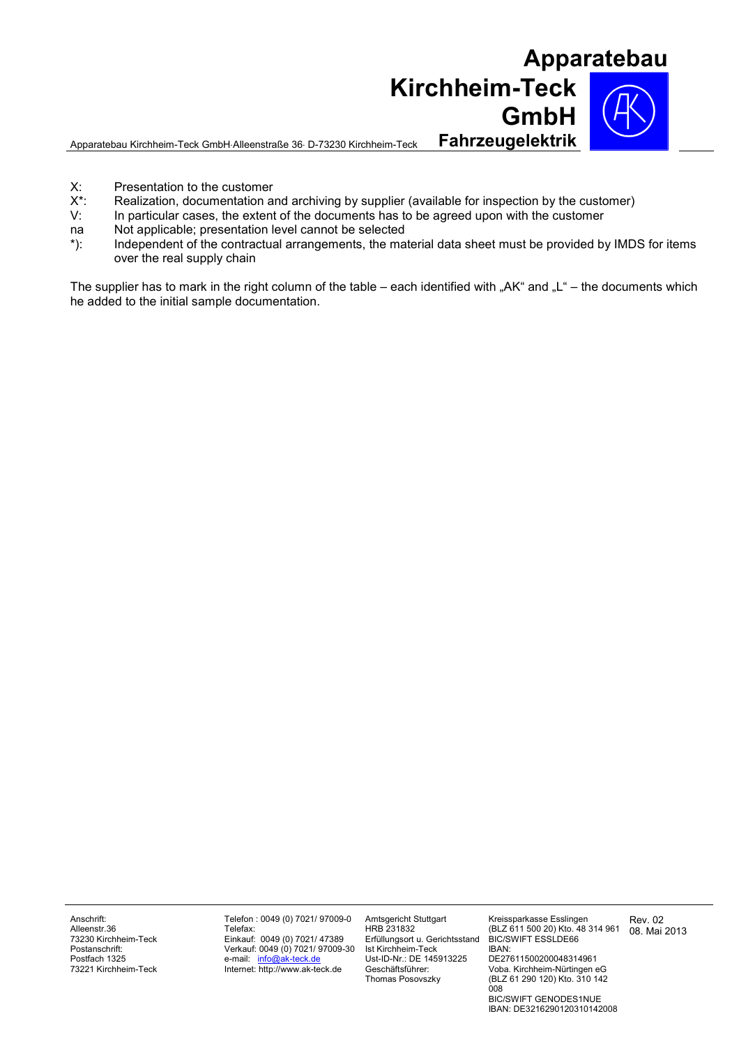X: Presentation to the customer

X*: Realization, documentation and archiving by supplier (available for inspection by the customer)

V: In particular cases, the extent of the documents has to be agreed upon with the customer

na Not applicable; presentation level cannot be selected

*): Independent of the contractual arrangements, the material data sheet must be provided by IMDS for items over the real supply chain

The supplier has to mark in the right column of the table – each identified with „AK“ and „L“ – the documents which he added to the initial sample documentation.